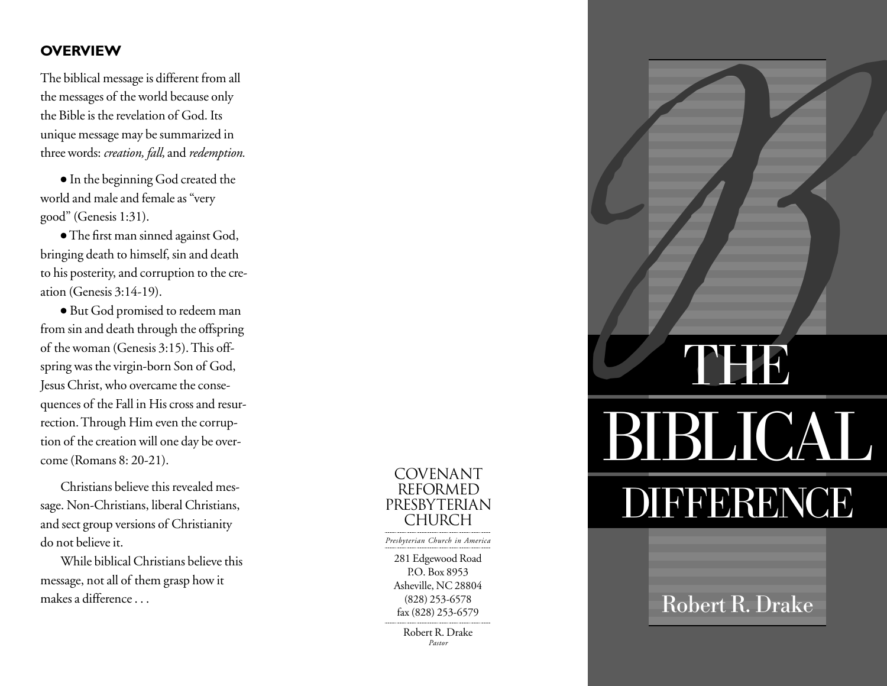## OVERVIEW

The biblical message is different from all the messages of the world because only the Bible is the revelation of God. Its unique message may be summarized in three words: *creation, fall,* and *redemption.*

- In the beginning God created the world and male and female as "very good" (Genesis 1:31).
- The first man sinned against God, bringing death to himself, sin and death to his posterity, and corruption to the creation (Genesis 3:14-19).
- But God promised to redeem man from sin and death through the offspring of the woman (Genesis 3:15). This offspring was the virgin-born Son of God, Jesus Christ, who overcame the consequences of the Fall in His cross and resurrection. Through Him even the corruption of the creation will one day be overcome (Romans 8: 20-21).

Christians believe this revealed message. Non-Christians, liberal Christians, and sect group versions of Christianity do not believe it.

While biblical Christians believe this message, not all of them grasp how it makes a difference . . .

COVENANT REFORMED PRESBYTERIAN CHURCH

*Presbyterian Church in America*

281 Edgewood Road
P.O. Box 8953
Asheville, NC 28804
(828) 253-6578
fax (828) 253-6579

Robert R. Drake
*Pastor*

# THE BIBLICAL DIFFERENCE

Robert R. Drake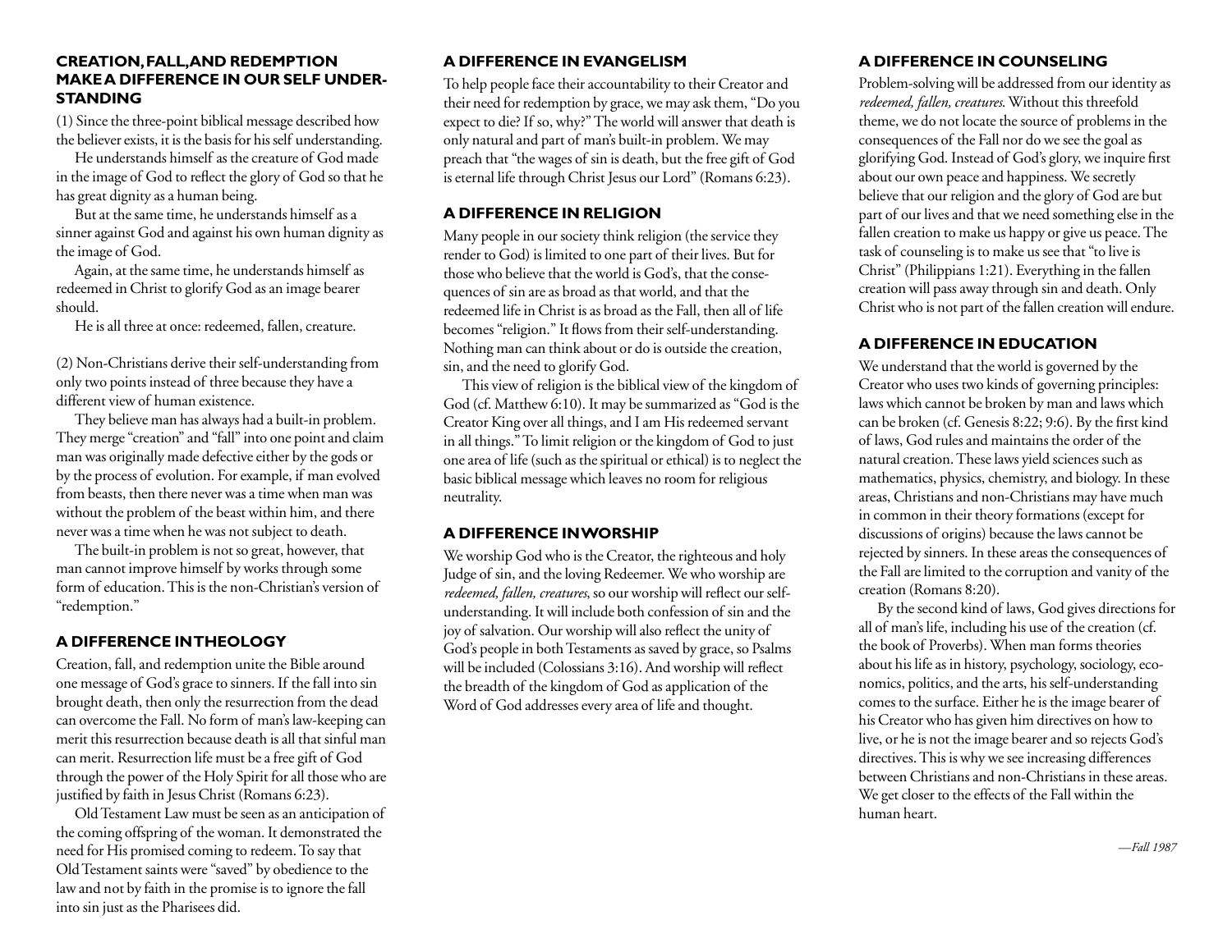## CREATION, FALL, AND REDEMPTION MAKE A DIFFERENCE IN OUR SELF UNDERSTANDING

(1) Since the three-point biblical message described how the believer exists, it is the basis for his self understanding.

He understands himself as the creature of God made in the image of God to reflect the glory of God so that he has great dignity as a human being.

But at the same time, he understands himself as a sinner against God and against his own human dignity as the image of God.

Again, at the same time, he understands himself as redeemed in Christ to glorify God as an image bearer should.

He is all three at once: redeemed, fallen, creature.

(2) Non-Christians derive their self-understanding from only two points instead of three because they have a different view of human existence.

They believe man has always had a built-in problem. They merge "creation" and "fall" into one point and claim man was originally made defective either by the gods or by the process of evolution. For example, if man evolved from beasts, then there never was a time when man was without the problem of the beast within him, and there never was a time when he was not subject to death.

The built-in problem is not so great, however, that man cannot improve himself by works through some form of education. This is the non-Christian's version of "redemption."

## A DIFFERENCE IN THEOLOGY

Creation, fall, and redemption unite the Bible around one message of God's grace to sinners. If the fall into sin brought death, then only the resurrection from the dead can overcome the Fall. No form of man's law-keeping can merit this resurrection because death is all that sinful man can merit. Resurrection life must be a free gift of God through the power of the Holy Spirit for all those who are justified by faith in Jesus Christ (Romans 6:23).

Old Testament Law must be seen as an anticipation of the coming offspring of the woman. It demonstrated the need for His promised coming to redeem. To say that Old Testament saints were "saved" by obedience to the law and not by faith in the promise is to ignore the fall into sin just as the Pharisees did.

## A DIFFERENCE IN EVANGELISM

To help people face their accountability to their Creator and their need for redemption by grace, we may ask them, "Do you expect to die? If so, why?" The world will answer that death is only natural and part of man's built-in problem. We may preach that "the wages of sin is death, but the free gift of God is eternal life through Christ Jesus our Lord" (Romans 6:23).

## A DIFFERENCE IN RELIGION

Many people in our society think religion (the service they render to God) is limited to one part of their lives. But for those who believe that the world is God's, that the consequences of sin are as broad as that world, and that the redeemed life in Christ is as broad as the Fall, then all of life becomes "religion." It flows from their self-understanding. Nothing man can think about or do is outside the creation, sin, and the need to glorify God.

This view of religion is the biblical view of the kingdom of God (cf. Matthew 6:10). It may be summarized as "God is the Creator King over all things, and I am His redeemed servant in all things." To limit religion or the kingdom of God to just one area of life (such as the spiritual or ethical) is to neglect the basic biblical message which leaves no room for religious neutrality.

## A DIFFERENCE IN WORSHIP

We worship God who is the Creator, the righteous and holy Judge of sin, and the loving Redeemer. We who worship are *redeemed, fallen, creatures*, so our worship will reflect our self-understanding. It will include both confession of sin and the joy of salvation. Our worship will also reflect the unity of God's people in both Testaments as saved by grace, so Psalms will be included (Colossians 3:16). And worship will reflect the breadth of the kingdom of God as application of the Word of God addresses every area of life and thought.

## A DIFFERENCE IN COUNSELING

Problem-solving will be addressed from our identity as *redeemed, fallen, creatures*. Without this threefold theme, we do not locate the source of problems in the consequences of the Fall nor do we see the goal as glorifying God. Instead of God's glory, we inquire first about our own peace and happiness. We secretly believe that our religion and the glory of God are but part of our lives and that we need something else in the fallen creation to make us happy or give us peace. The task of counseling is to make us see that "to live is Christ" (Philippians 1:21). Everything in the fallen creation will pass away through sin and death. Only Christ who is not part of the fallen creation will endure.

## A DIFFERENCE IN EDUCATION

We understand that the world is governed by the Creator who uses two kinds of governing principles: laws which cannot be broken by man and laws which can be broken (cf. Genesis 8:22; 9:6). By the first kind of laws, God rules and maintains the order of the natural creation. These laws yield sciences such as mathematics, physics, chemistry, and biology. In these areas, Christians and non-Christians may have much in common in their theory formations (except for discussions of origins) because the laws cannot be rejected by sinners. In these areas the consequences of the Fall are limited to the corruption and vanity of the creation (Romans 8:20).

By the second kind of laws, God gives directions for all of man's life, including his use of the creation (cf. the book of Proverbs). When man forms theories about his life as in history, psychology, sociology, economics, politics, and the arts, his self-understanding comes to the surface. Either he is the image bearer of his Creator who has given him directives on how to live, or he is not the image bearer and so rejects God's directives. This is why we see increasing differences between Christians and non-Christians in these areas. We get closer to the effects of the Fall within the human heart.

*—Fall 1987*